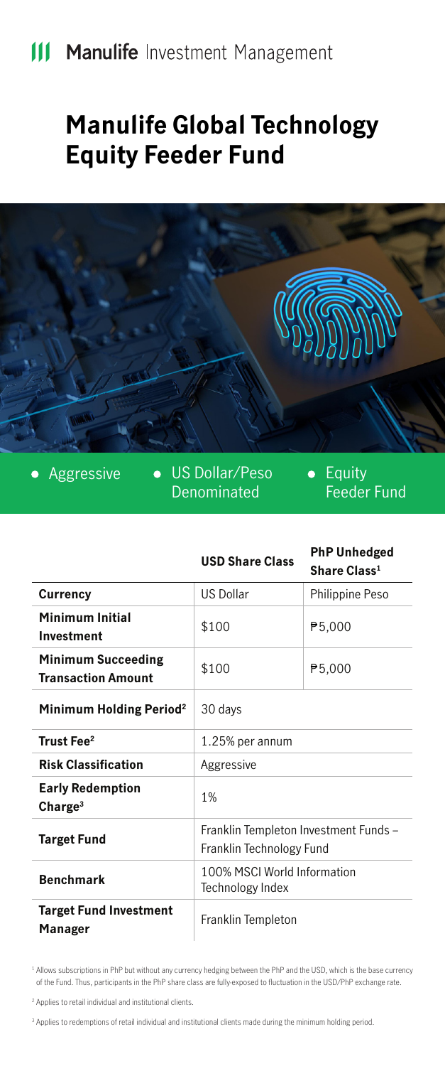Manulife Investment Management

# Manulife Global Technology Equity Feeder Fund

- Aggressive
- US Dollar/Peso Denominated
- Equity Feeder Fund

| | USD Share Class | PhP Unhedged Share Class[1] |
|---|---|---|
| **Currency** | US Dollar | Philippine Peso |
| **Minimum Initial Investment** | \$100 | ₱5,000 |
| **Minimum Succeeding Transaction Amount** | \$100 | ₱5,000 |
| **Minimum Holding Period[2]** | 30 days | |
| **Trust Fee[2]** | 1.25% per annum | |
| **Risk Classification** | Aggressive | |
| **Early Redemption Charge[3]** | 1% | |
| **Target Fund** | Franklin Templeton Investment Funds – Franklin Technology Fund | |
| **Benchmark** | 100% MSCI World Information Technology Index | |
| **Target Fund Investment Manager** | Franklin Templeton | |

[1] Allows subscriptions in PhP but without any currency hedging between the PhP and the USD, which is the base currency of the Fund. Thus, participants in the PhP share class are fully-exposed to fluctuation in the USD/PhP exchange rate.

[2] Applies to retail individual and institutional clients.

[3] Applies to redemptions of retail individual and institutional clients made during the minimum holding period.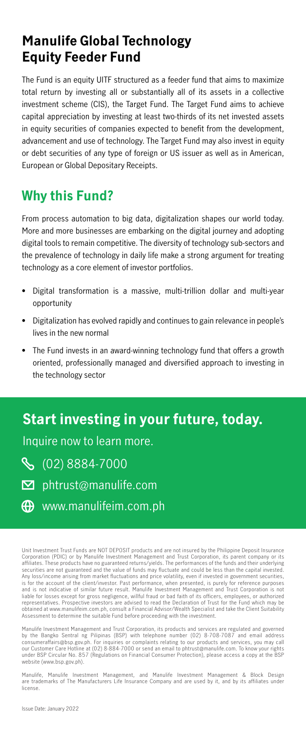# Manulife Global Technology Equity Feeder Fund

The Fund is an equity UITF structured as a feeder fund that aims to maximize total return by investing all or substantially all of its assets in a collective investment scheme (CIS), the Target Fund. The Target Fund aims to achieve capital appreciation by investing at least two-thirds of its net invested assets in equity securities of companies expected to benefit from the development, advancement and use of technology. The Target Fund may also invest in equity or debt securities of any type of foreign or US issuer as well as in American, European or Global Depositary Receipts.

## Why this Fund?

From process automation to big data, digitalization shapes our world today. More and more businesses are embarking on the digital journey and adopting digital tools to remain competitive. The diversity of technology sub-sectors and the prevalence of technology in daily life make a strong argument for treating technology as a core element of investor portfolios.

- Digital transformation is a massive, multi-trillion dollar and multi-year opportunity
- Digitalization has evolved rapidly and continues to gain relevance in people's lives in the new normal
- The Fund invests in an award-winning technology fund that offers a growth oriented, professionally managed and diversified approach to investing in the technology sector

## Start investing in your future, today.

Inquire now to learn more.

(02) 8884-7000

phtrust@manulife.com

www.manulifeim.com.ph

Unit Investment Trust Funds are NOT DEPOSIT products and are not insured by the Philippine Deposit Insurance Corporation (PDIC) or by Manulife Investment Management and Trust Corporation, its parent company or its affiliates. These products have no guaranteed returns/yields. The performances of the funds and their underlying securities are not guaranteed and the value of funds may fluctuate and could be less than the capital invested. Any loss/income arising from market fluctuations and price volatility, even if invested in government securities, is for the account of the client/investor. Past performance, when presented, is purely for reference purposes and is not indicative of similar future result. Manulife Investment Management and Trust Corporation is not liable for losses except for gross negligence, willful fraud or bad faith of its officers, employees, or authorized representatives. Prospective investors are advised to read the Declaration of Trust for the Fund which may be obtained at www.manulifeim.com.ph, consult a Financial Advisor/Wealth Specialist and take the Client Suitability Assessment to determine the suitable Fund before proceeding with the investment.

Manulife Investment Management and Trust Corporation, its products and services are regulated and governed by the Bangko Sentral ng Pilipinas (BSP) with telephone number (02) 8-708-7087 and email address consumeraffairs@bsp.gov.ph. For inquiries or complaints relating to our products and services, you may call our Customer Care Hotline at (02) 8-884-7000 or send an email to phtrust@manulife.com. To know your rights under BSP Circular No. 857 (Regulations on Financial Consumer Protection), please access a copy at the BSP website (www.bsp.gov.ph).

Manulife, Manulife Investment Management, and Manulife Investment Management & Block Design are trademarks of The Manufacturers Life Insurance Company and are used by it, and by its affiliates under license.

Issue Date: January 2022